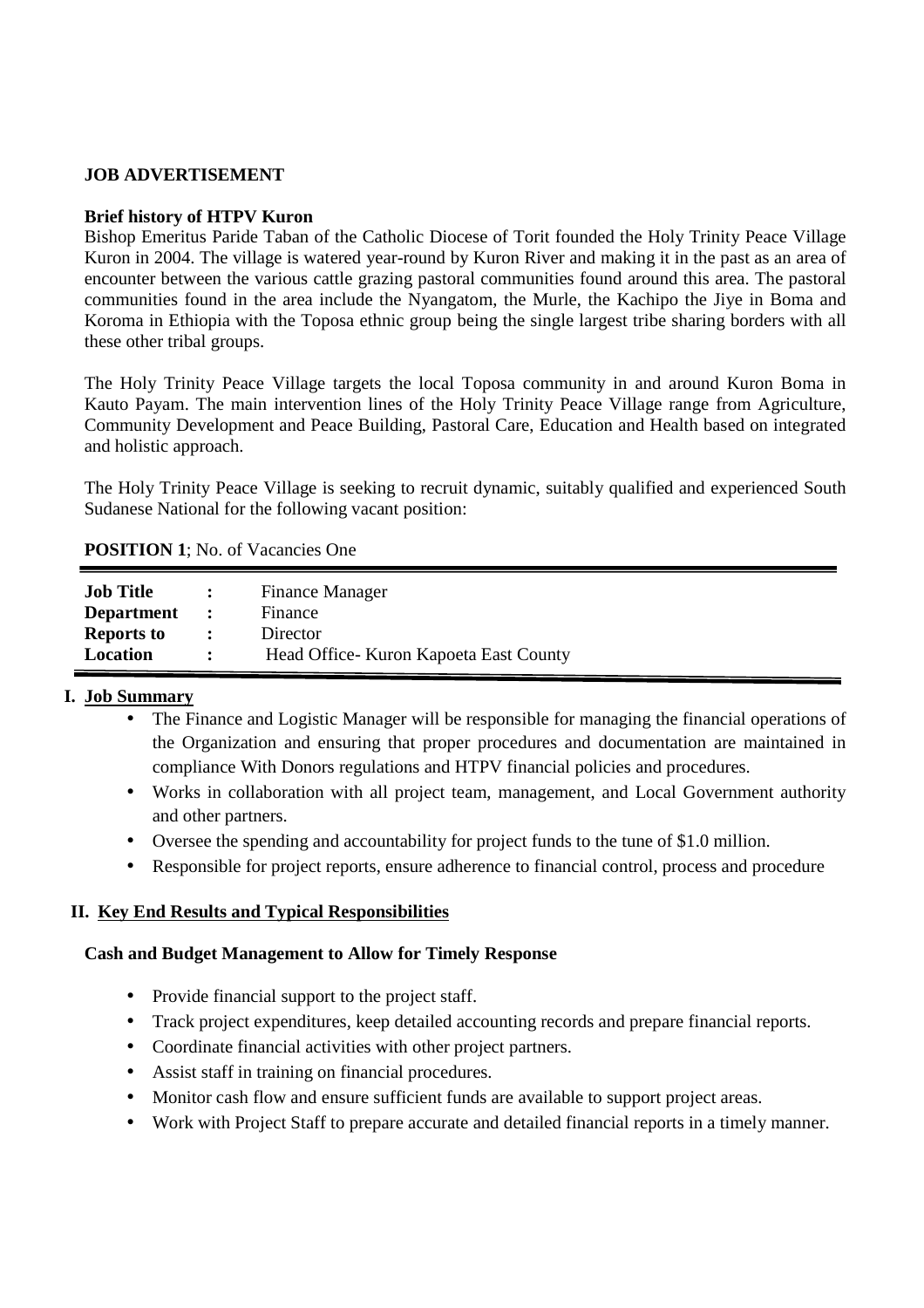**JOB ADVERTISEMENT**

**Brief history of HTPV Kuron**

Bishop Emeritus Paride Taban of the Catholic Diocese of Torit founded the Holy Trinity Peace Village Kuron in 2004. The village is watered year-round by Kuron River and making it in the past as an area of encounter between the various cattle grazing pastoral communities found around this area. The pastoral communities found in the area include the Nyangatom, the Murle, the Kachipo the Jiye in Boma and Koroma in Ethiopia with the Toposa ethnic group being the single largest tribe sharing borders with all these other tribal groups.

The Holy Trinity Peace Village targets the local Toposa community in and around Kuron Boma in Kauto Payam. The main intervention lines of the Holy Trinity Peace Village range from Agriculture, Community Development and Peace Building, Pastoral Care, Education and Health based on integrated and holistic approach.

The Holy Trinity Peace Village is seeking to recruit dynamic, suitably qualified and experienced South Sudanese National for the following vacant position:

**POSITION 1**; No. of Vacancies One

| | | |
|---|---|---|
| **Job Title** | **:** | Finance Manager |
| **Department** | **:** | Finance |
| **Reports to** | **:** | Director |
| **Location** | **:** | Head Office- Kuron Kapoeta East County |

## I. Job Summary

- The Finance and Logistic Manager will be responsible for managing the financial operations of the Organization and ensuring that proper procedures and documentation are maintained in compliance With Donors regulations and HTPV financial policies and procedures.
- Works in collaboration with all project team, management, and Local Government authority and other partners.
- Oversee the spending and accountability for project funds to the tune of $1.0 million.
- Responsible for project reports, ensure adherence to financial control, process and procedure

## II. Key End Results and Typical Responsibilities

**Cash and Budget Management to Allow for Timely Response**

- Provide financial support to the project staff.
- Track project expenditures, keep detailed accounting records and prepare financial reports.
- Coordinate financial activities with other project partners.
- Assist staff in training on financial procedures.
- Monitor cash flow and ensure sufficient funds are available to support project areas.
- Work with Project Staff to prepare accurate and detailed financial reports in a timely manner.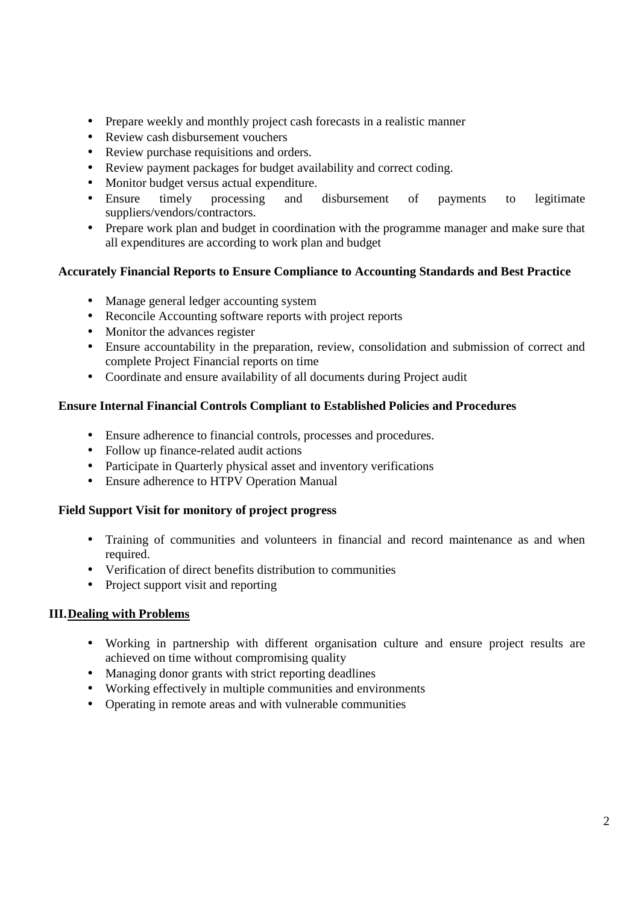- Prepare weekly and monthly project cash forecasts in a realistic manner
- Review cash disbursement vouchers
- Review purchase requisitions and orders.
- Review payment packages for budget availability and correct coding.
- Monitor budget versus actual expenditure.
- Ensure timely processing and disbursement of payments to legitimate suppliers/vendors/contractors.
- Prepare work plan and budget in coordination with the programme manager and make sure that all expenditures are according to work plan and budget

**Accurately Financial Reports to Ensure Compliance to Accounting Standards and Best Practice**

- Manage general ledger accounting system
- Reconcile Accounting software reports with project reports
- Monitor the advances register
- Ensure accountability in the preparation, review, consolidation and submission of correct and complete Project Financial reports on time
- Coordinate and ensure availability of all documents during Project audit

**Ensure Internal Financial Controls Compliant to Established Policies and Procedures**

- Ensure adherence to financial controls, processes and procedures.
- Follow up finance-related audit actions
- Participate in Quarterly physical asset and inventory verifications
- Ensure adherence to HTPV Operation Manual

**Field Support Visit for monitory of project progress**

- Training of communities and volunteers in financial and record maintenance as and when required.
- Verification of direct benefits distribution to communities
- Project support visit and reporting

## III. <u>Dealing with Problems</u>

- Working in partnership with different organisation culture and ensure project results are achieved on time without compromising quality
- Managing donor grants with strict reporting deadlines
- Working effectively in multiple communities and environments
- Operating in remote areas and with vulnerable communities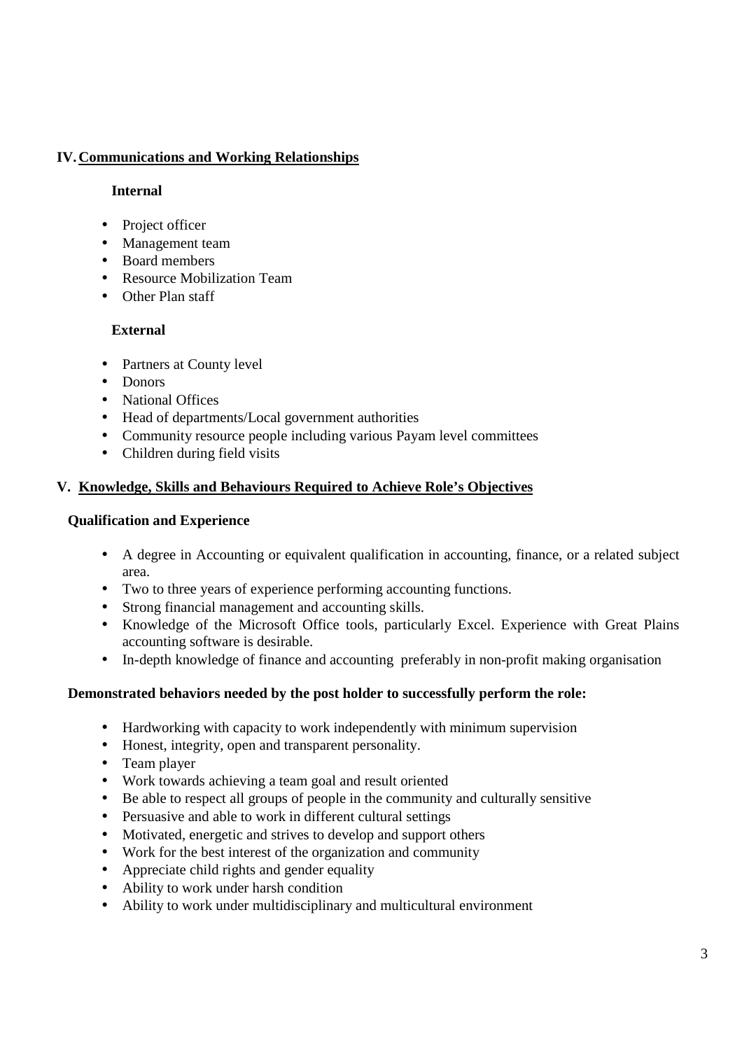## IV. Communications and Working Relationships

**Internal**

- Project officer
- Management team
- Board members
- Resource Mobilization Team
- Other Plan staff

**External**

- Partners at County level
- Donors
- National Offices
- Head of departments/Local government authorities
- Community resource people including various Payam level committees
- Children during field visits

## V. Knowledge, Skills and Behaviours Required to Achieve Role's Objectives

**Qualification and Experience**

- A degree in Accounting or equivalent qualification in accounting, finance, or a related subject area.
- Two to three years of experience performing accounting functions.
- Strong financial management and accounting skills.
- Knowledge of the Microsoft Office tools, particularly Excel. Experience with Great Plains accounting software is desirable.
- In-depth knowledge of finance and accounting preferably in non-profit making organisation

**Demonstrated behaviors needed by the post holder to successfully perform the role:**

- Hardworking with capacity to work independently with minimum supervision
- Honest, integrity, open and transparent personality.
- Team player
- Work towards achieving a team goal and result oriented
- Be able to respect all groups of people in the community and culturally sensitive
- Persuasive and able to work in different cultural settings
- Motivated, energetic and strives to develop and support others
- Work for the best interest of the organization and community
- Appreciate child rights and gender equality
- Ability to work under harsh condition
- Ability to work under multidisciplinary and multicultural environment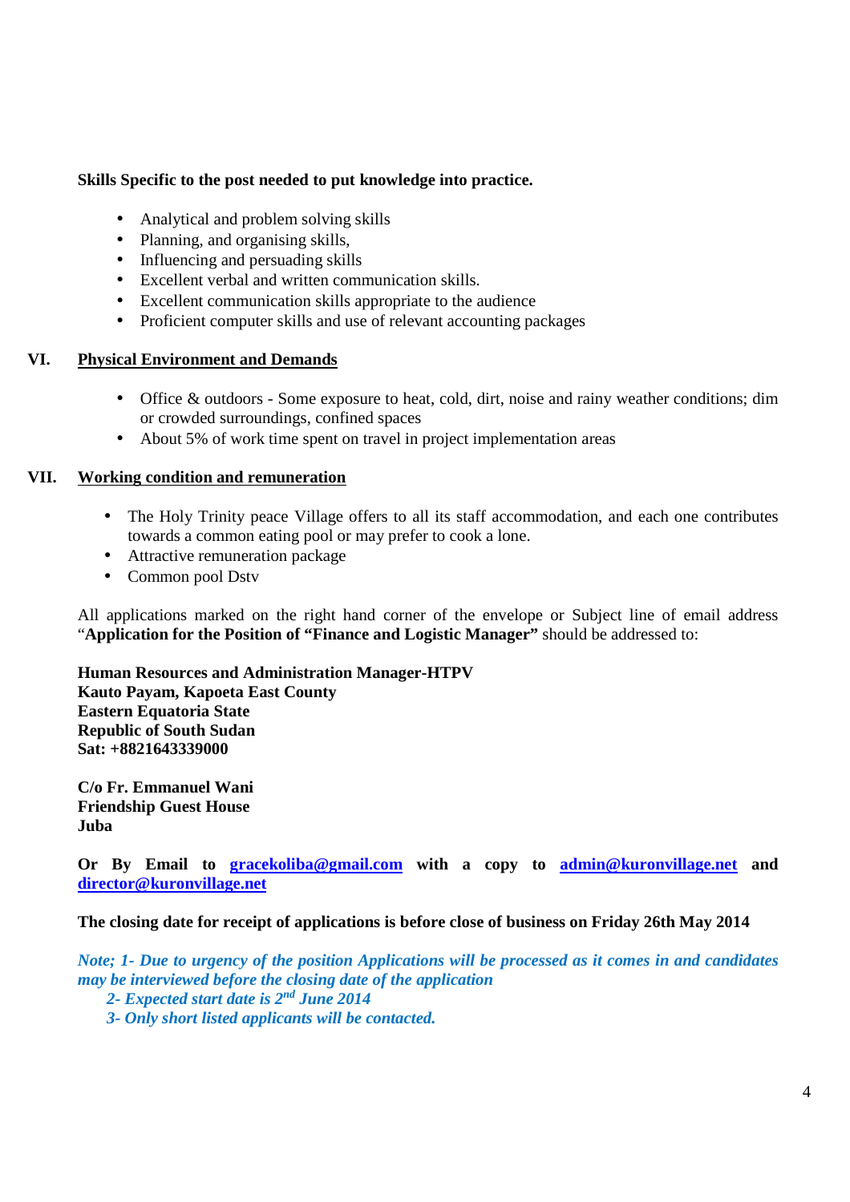**Skills Specific to the post needed to put knowledge into practice.**

- Analytical and problem solving skills
- Planning, and organising skills,
- Influencing and persuading skills
- Excellent verbal and written communication skills.
- Excellent communication skills appropriate to the audience
- Proficient computer skills and use of relevant accounting packages

## VI. Physical Environment and Demands

- Office & outdoors - Some exposure to heat, cold, dirt, noise and rainy weather conditions; dim or crowded surroundings, confined spaces
- About 5% of work time spent on travel in project implementation areas

## VII. Working condition and remuneration

- The Holy Trinity peace Village offers to all its staff accommodation, and each one contributes towards a common eating pool or may prefer to cook a lone.
- Attractive remuneration package
- Common pool Dstv

All applications marked on the right hand corner of the envelope or Subject line of email address "**Application for the Position of "Finance and Logistic Manager"** should be addressed to:

**Human Resources and Administration Manager-HTPV**
**Kauto Payam, Kapoeta East County**
**Eastern Equatoria State**
**Republic of South Sudan**
**Sat: +8821643339000**

**C/o Fr. Emmanuel Wani**
**Friendship Guest House**
**Juba**

**Or By Email to gracekoliba@gmail.com with a copy to admin@kuronvillage.net and director@kuronvillage.net**

**The closing date for receipt of applications is before close of business on Friday 26th May 2014**

***Note; 1- Due to urgency of the position Applications will be processed as it comes in and candidates may be interviewed before the closing date of the application***
***2- Expected start date is 2nd June 2014***
***3- Only short listed applicants will be contacted.***